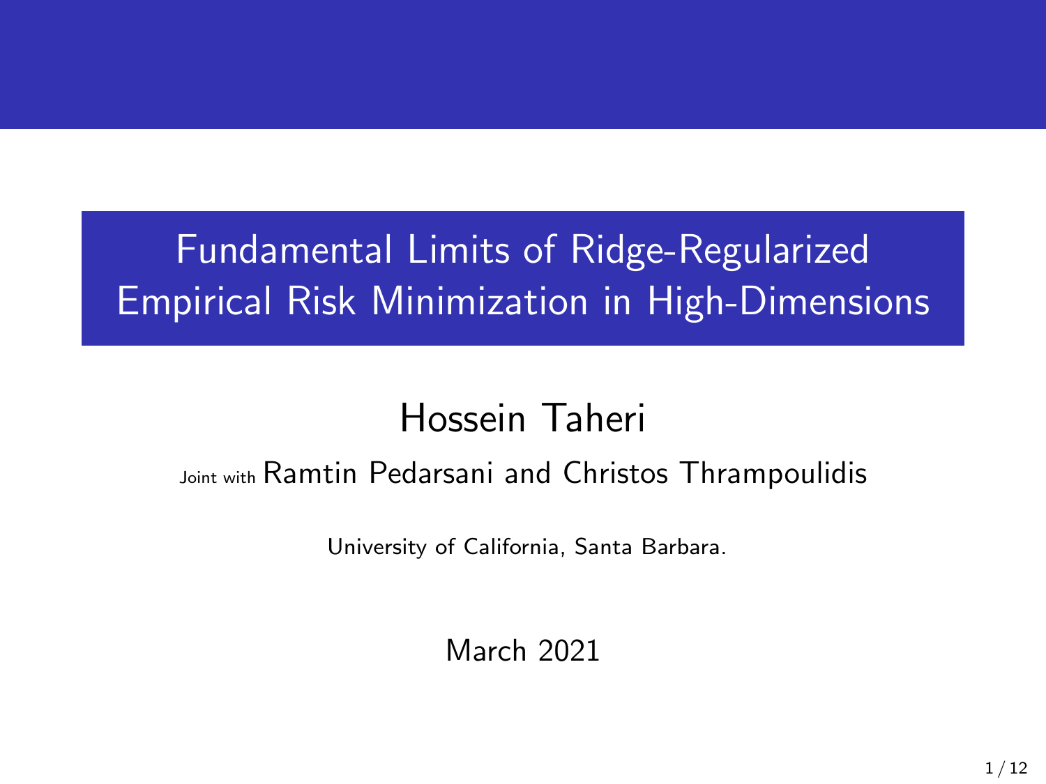# Fundamental Limits of Ridge-Regularized Empirical Risk Minimization in High-Dimensions

## Hossein Taheri

Joint with Ramtin Pedarsani and Christos Thrampoulidis

University of California, Santa Barbara.

March 2021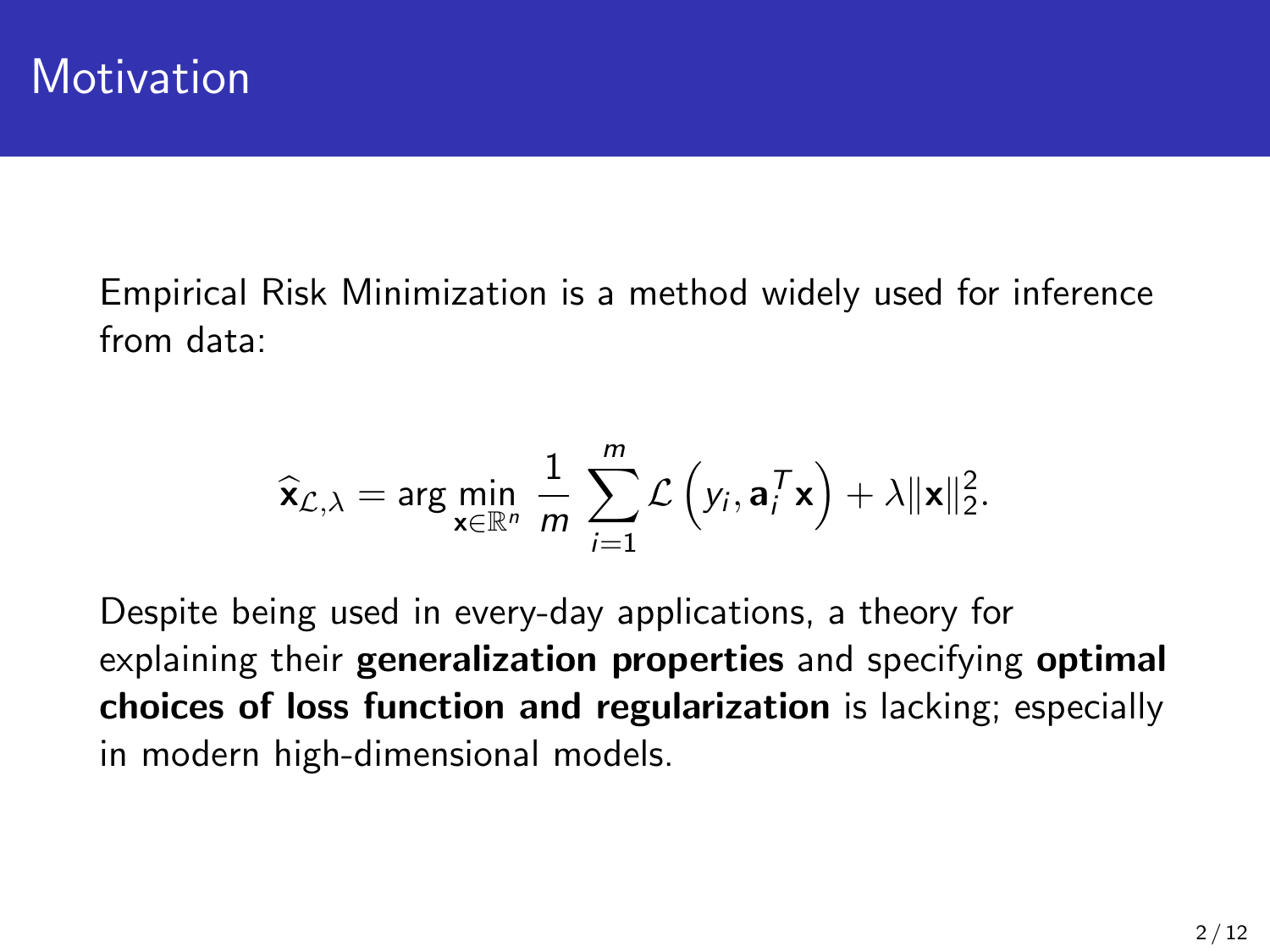# Motivation

Empirical Risk Minimization is a method widely used for inference from data:

$$\widehat{\mathbf{x}}_{\mathcal{L},\lambda} = \arg\min_{\mathbf{x}\in\mathbb{R}^n} \frac{1}{m} \sum_{i=1}^{m} \mathcal{L}\left(y_i, \mathbf{a}_i^T\mathbf{x}\right) + \lambda\|\mathbf{x}\|_2^2.$$

Despite being used in every-day applications, a theory for explaining their **generalization properties** and specifying **optimal choices of loss function and regularization** is lacking; especially in modern high-dimensional models.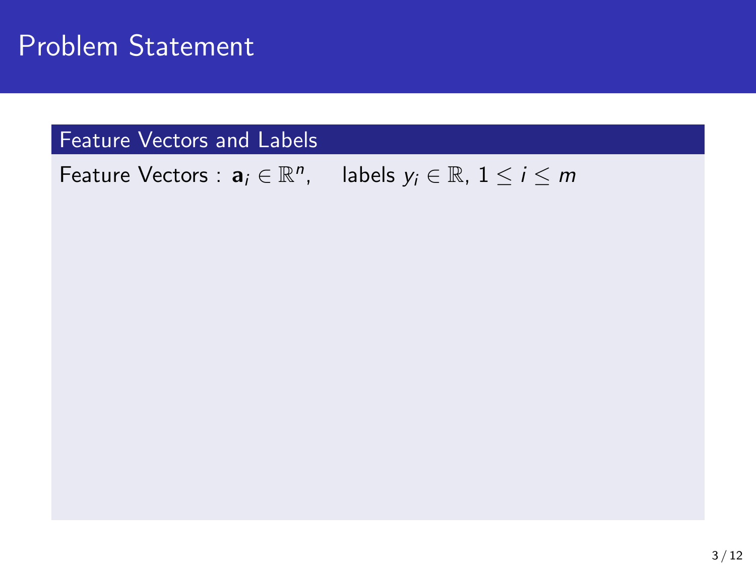# Problem Statement

## Feature Vectors and Labels

Feature Vectors : $\mathbf{a}_i \in \mathbb{R}^n$, labels $y_i \in \mathbb{R}$, $1 \leq i \leq m$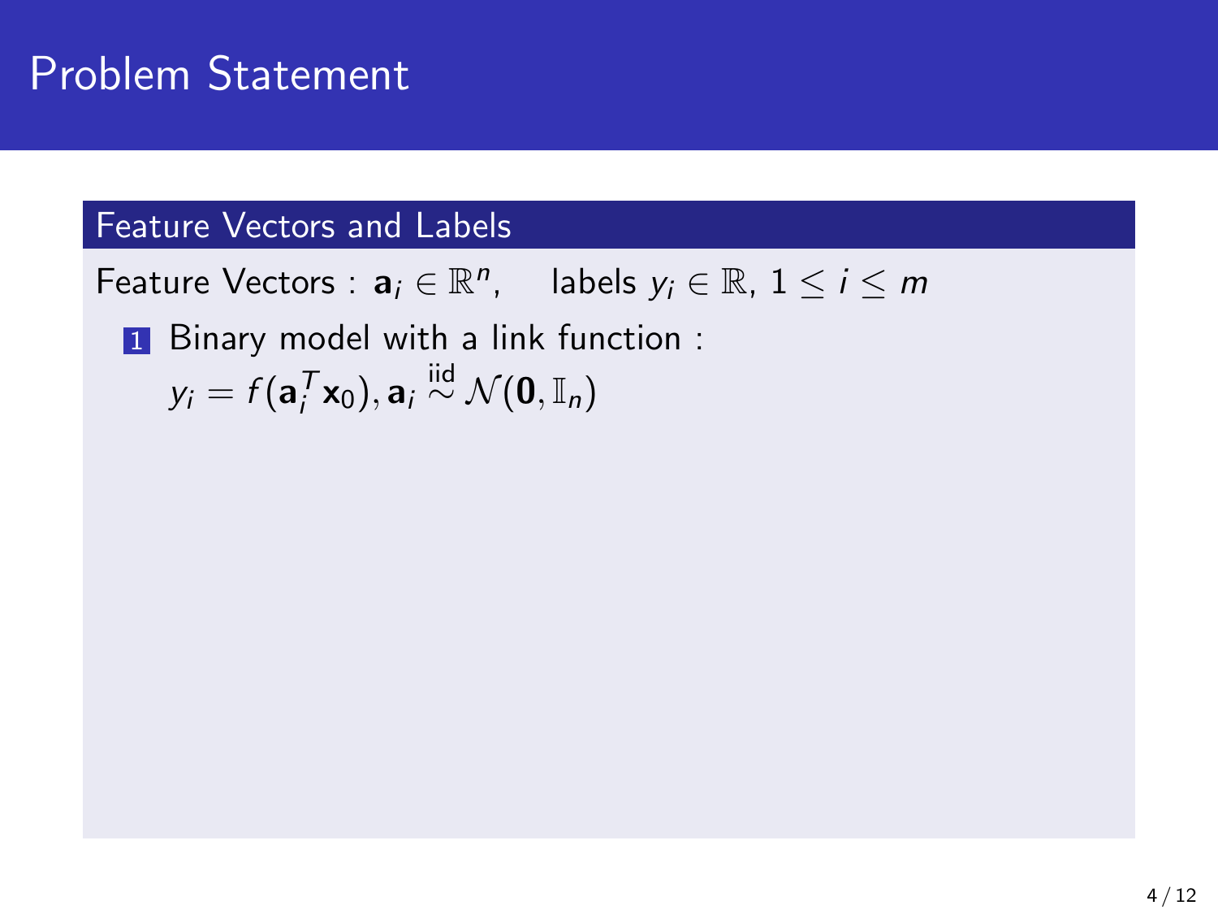# Problem Statement

## Feature Vectors and Labels

Feature Vectors : $\mathbf{a}_i \in \mathbb{R}^n$, labels $y_i \in \mathbb{R}$, $1 \leq i \leq m$

1. Binary model with a link function :
   $y_i = f(\mathbf{a}_i^T \mathbf{x}_0), \mathbf{a}_i \overset{\text{iid}}{\sim} \mathcal{N}(\mathbf{0}, \mathbb{I}_n)$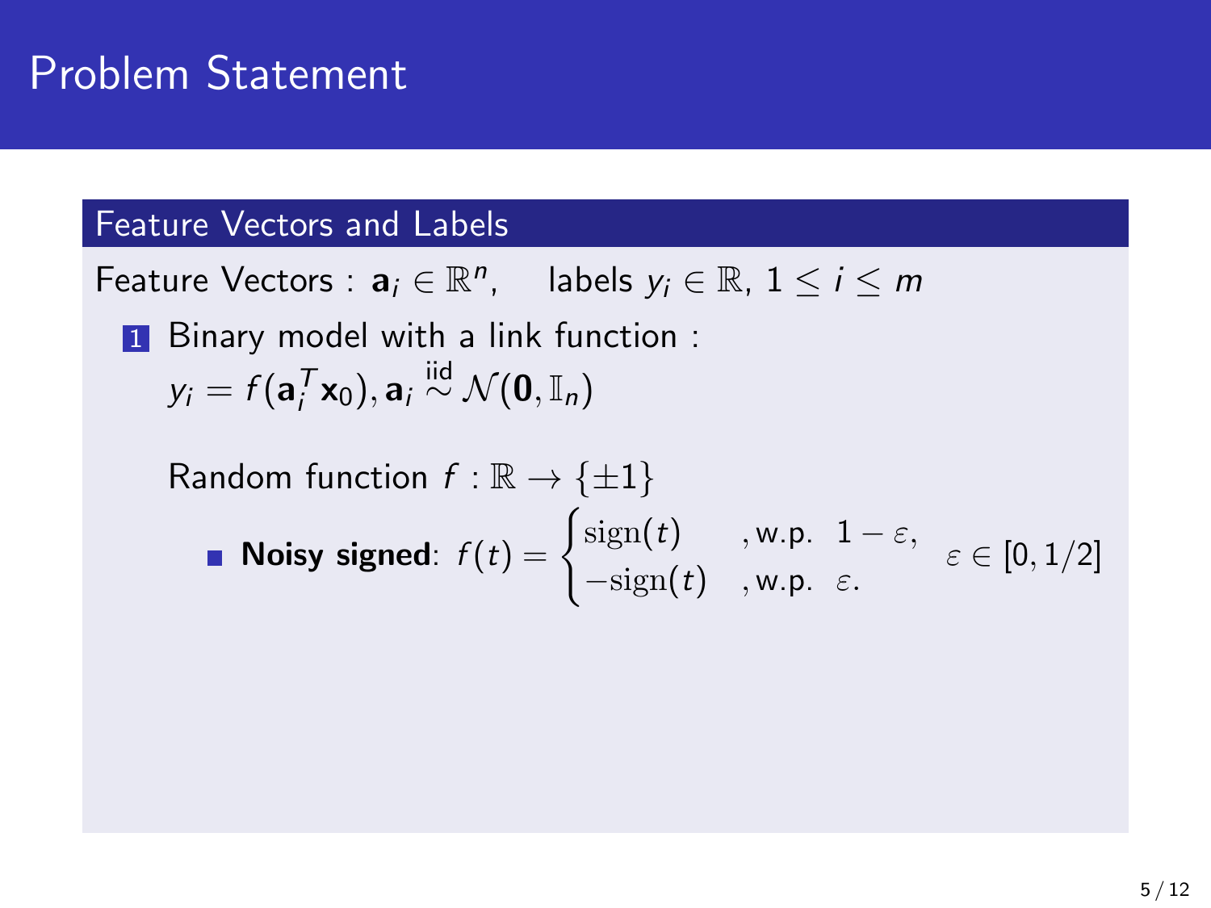# Problem Statement

## Feature Vectors and Labels

Feature Vectors : $\mathbf{a}_i \in \mathbb{R}^n$, labels $y_i \in \mathbb{R}$, $1 \le i \le m$

1. Binary model with a link function :
   $y_i = f(\mathbf{a}_i^T \mathbf{x}_0), \mathbf{a}_i \overset{\text{iid}}{\sim} \mathcal{N}(\mathbf{0}, \mathbb{I}_n)$

   Random function $f : \mathbb{R} \to \{\pm 1\}$

   - **Noisy signed**: $f(t) = \begin{cases} \text{sign}(t) & \text{, w.p. } 1-\varepsilon, \\ -\text{sign}(t) & \text{, w.p. } \varepsilon. \end{cases}$ $\varepsilon \in [0, 1/2]$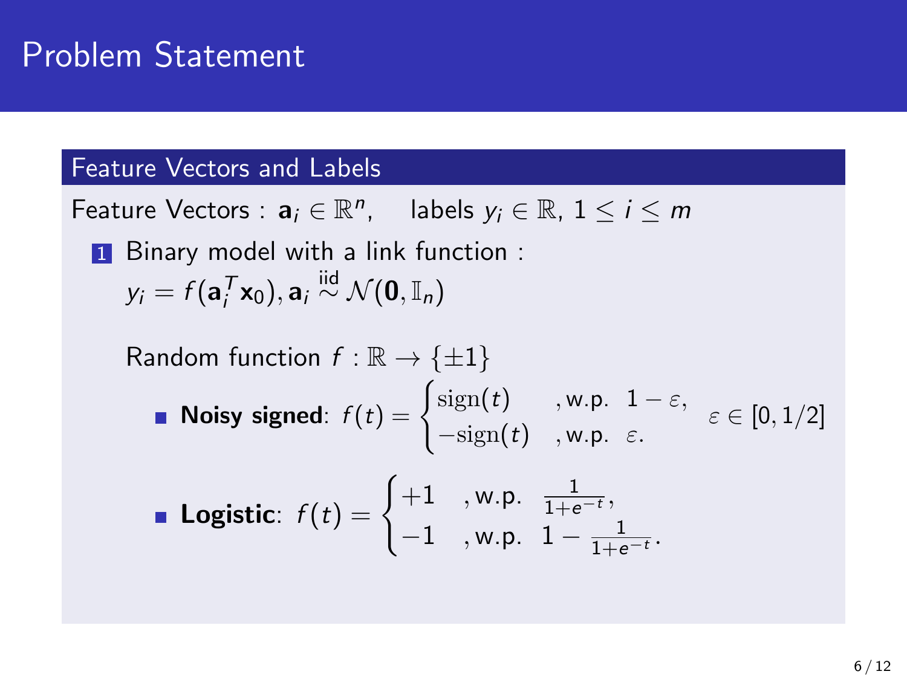# Problem Statement

### Feature Vectors and Labels

Feature Vectors : $\mathbf{a}_i \in \mathbb{R}^n$, labels $y_i \in \mathbb{R}$, $1 \leq i \leq m$

1. Binary model with a link function :
   $y_i = f(\mathbf{a}_i^T \mathbf{x}_0), \mathbf{a}_i \overset{\text{iid}}{\sim} \mathcal{N}(\mathbf{0}, \mathbb{I}_n)$

   Random function $f : \mathbb{R} \to \{\pm 1\}$

   - **Noisy signed**: $f(t) = \begin{cases} \text{sign}(t) & \text{, w.p. } 1-\varepsilon, \\ -\text{sign}(t) & \text{, w.p. } \varepsilon. \end{cases}$ $\varepsilon \in [0, 1/2]$

   - **Logistic**: $f(t) = \begin{cases} +1 & \text{, w.p. } \frac{1}{1+e^{-t}}, \\ -1 & \text{, w.p. } 1 - \frac{1}{1+e^{-t}}. \end{cases}$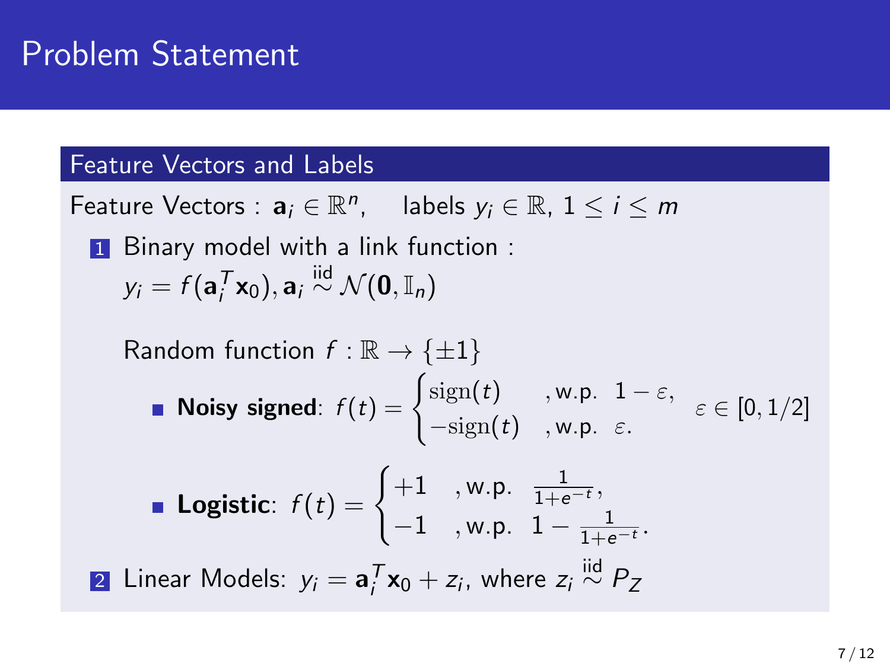# Problem Statement

## Feature Vectors and Labels

Feature Vectors : $\mathbf{a}_i \in \mathbb{R}^n$, labels $y_i \in \mathbb{R}$, $1 \leq i \leq m$

1. Binary model with a link function :
   $y_i = f(\mathbf{a}_i^T \mathbf{x}_0), \mathbf{a}_i \overset{\text{iid}}{\sim} \mathcal{N}(\mathbf{0}, \mathbb{I}_n)$

   Random function $f : \mathbb{R} \to \{\pm 1\}$

   - **Noisy signed**: $f(t) = \begin{cases} \text{sign}(t) & \text{, w.p. } 1-\varepsilon, \\ -\text{sign}(t) & \text{, w.p. } \varepsilon. \end{cases}$ $\varepsilon \in [0, 1/2]$

   - **Logistic**: $f(t) = \begin{cases} +1 & \text{, w.p. } \frac{1}{1+e^{-t}}, \\ -1 & \text{, w.p. } 1 - \frac{1}{1+e^{-t}}. \end{cases}$

2. Linear Models: $y_i = \mathbf{a}_i^T \mathbf{x}_0 + z_i$, where $z_i \overset{\text{iid}}{\sim} P_Z$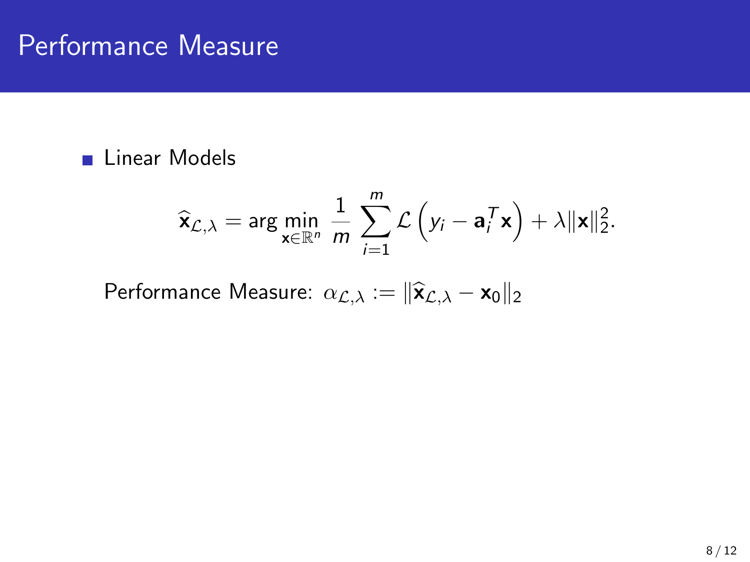# Performance Measure

- Linear Models

$$\widehat{\mathbf{x}}_{\mathcal{L},\lambda} = \arg\min_{\mathbf{x}\in\mathbb{R}^n} \frac{1}{m} \sum_{i=1}^{m} \mathcal{L}\left(y_i - \mathbf{a}_i^T \mathbf{x}\right) + \lambda \|\mathbf{x}\|_2^2.$$

Performance Measure: $\alpha_{\mathcal{L},\lambda} := \|\widehat{\mathbf{x}}_{\mathcal{L},\lambda} - \mathbf{x}_0\|_2$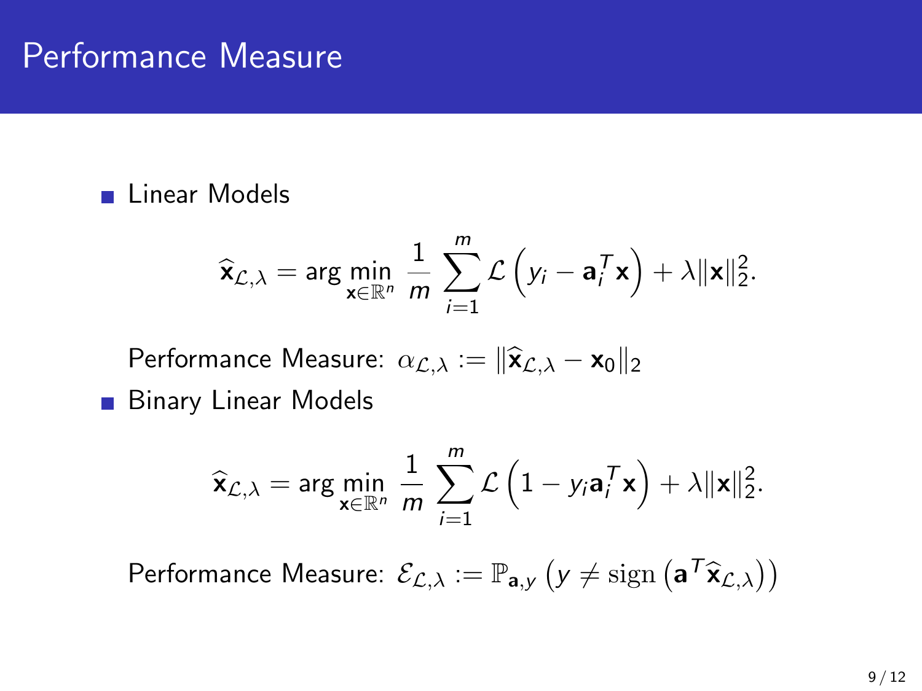# Performance Measure

- Linear Models

$$\widehat{\mathbf{x}}_{\mathcal{L},\lambda} = \arg\min_{\mathbf{x}\in\mathbb{R}^n} \frac{1}{m}\sum_{i=1}^{m} \mathcal{L}\left(y_i - \mathbf{a}_i^T\mathbf{x}\right) + \lambda\|\mathbf{x}\|_2^2.$$

Performance Measure: $\alpha_{\mathcal{L},\lambda} := \|\widehat{\mathbf{x}}_{\mathcal{L},\lambda} - \mathbf{x}_0\|_2$

- Binary Linear Models

$$\widehat{\mathbf{x}}_{\mathcal{L},\lambda} = \arg\min_{\mathbf{x}\in\mathbb{R}^n} \frac{1}{m}\sum_{i=1}^{m} \mathcal{L}\left(1 - y_i\mathbf{a}_i^T\mathbf{x}\right) + \lambda\|\mathbf{x}\|_2^2.$$

Performance Measure: $\mathcal{E}_{\mathcal{L},\lambda} := \mathbb{P}_{\mathbf{a},y}\left(y \neq \operatorname{sign}\left(\mathbf{a}^T\widehat{\mathbf{x}}_{\mathcal{L},\lambda}\right)\right)$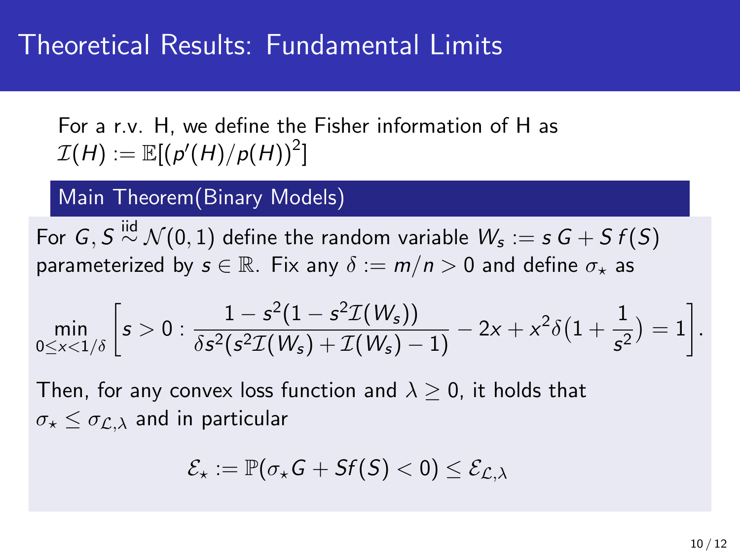# Theoretical Results: Fundamental Limits

For a r.v. H, we define the Fisher information of H as $\mathcal{I}(H) := \mathbb{E}[(p'(H)/p(H))^2]$

### Main Theorem(Binary Models)

For $G, S \overset{\text{iid}}{\sim} \mathcal{N}(0,1)$ define the random variable $W_s := s\,G + S\,f(S)$ parameterized by $s \in \mathbb{R}$. Fix any $\delta := m/n > 0$ and define $\sigma_\star$ as

$$\min_{0 \le x < 1/\delta} \left[ s > 0 : \frac{1 - s^2(1 - s^2\mathcal{I}(W_s))}{\delta s^2(s^2\mathcal{I}(W_s) + \mathcal{I}(W_s) - 1)} - 2x + x^2\delta\big(1 + \frac{1}{s^2}\big) = 1 \right].$$

Then, for any convex loss function and $\lambda \ge 0$, it holds that $\sigma_\star \le \sigma_{\mathcal{L},\lambda}$ and in particular

$$\mathcal{E}_\star := \mathbb{P}(\sigma_\star G + Sf(S) < 0) \le \mathcal{E}_{\mathcal{L},\lambda}$$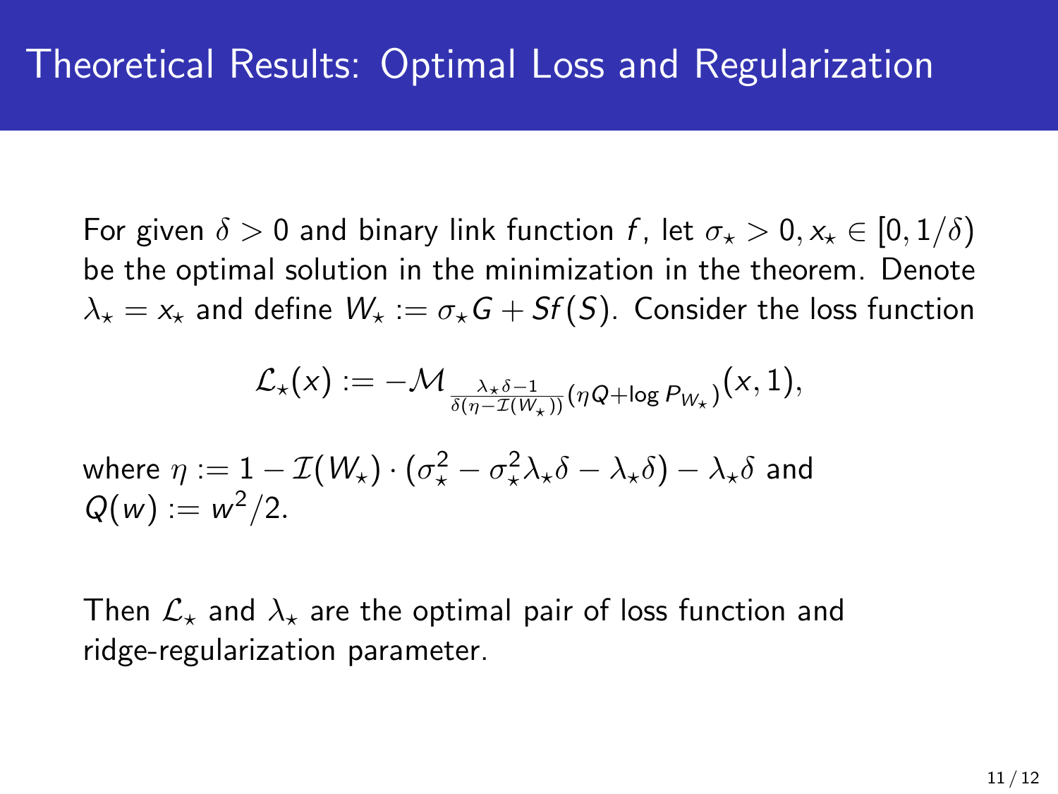# Theoretical Results: Optimal Loss and Regularization

For given $\delta > 0$ and binary link function $f$, let $\sigma_\star > 0, x_\star \in [0, 1/\delta)$ be the optimal solution in the minimization in the theorem. Denote $\lambda_\star = x_\star$ and define $W_\star := \sigma_\star G + Sf(S)$. Consider the loss function

$$\mathcal{L}_\star(x) := -\mathcal{M}_{\frac{\lambda_\star \delta - 1}{\delta(\eta - \mathcal{I}(W_\star))}(\eta Q + \log P_{W_\star})}(x, 1),$$

where $\eta := 1 - \mathcal{I}(W_\star) \cdot (\sigma_\star^2 - \sigma_\star^2 \lambda_\star \delta - \lambda_\star \delta) - \lambda_\star \delta$ and $Q(w) := w^2/2$.

Then $\mathcal{L}_\star$ and $\lambda_\star$ are the optimal pair of loss function and ridge-regularization parameter.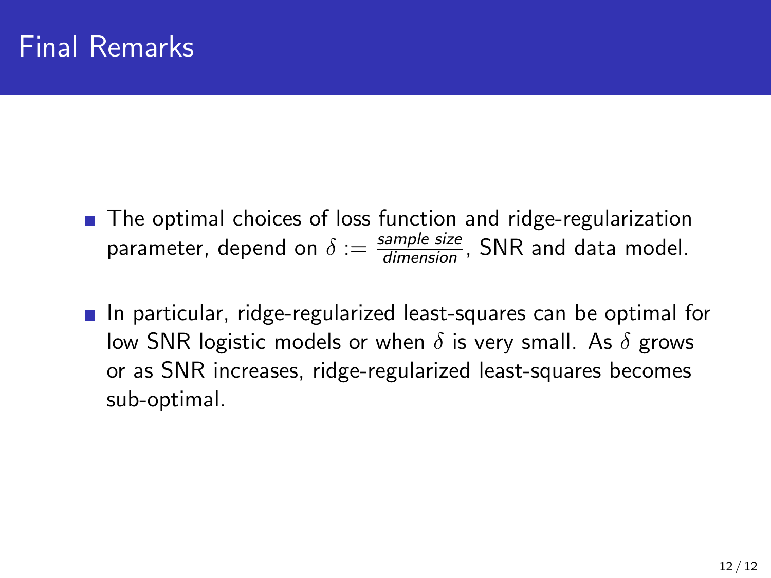# Final Remarks

- The optimal choices of loss function and ridge-regularization parameter, depend on $\delta := \frac{\textit{sample size}}{\textit{dimension}}$, SNR and data model.

- In particular, ridge-regularized least-squares can be optimal for low SNR logistic models or when $\delta$ is very small. As $\delta$ grows or as SNR increases, ridge-regularized least-squares becomes sub-optimal.